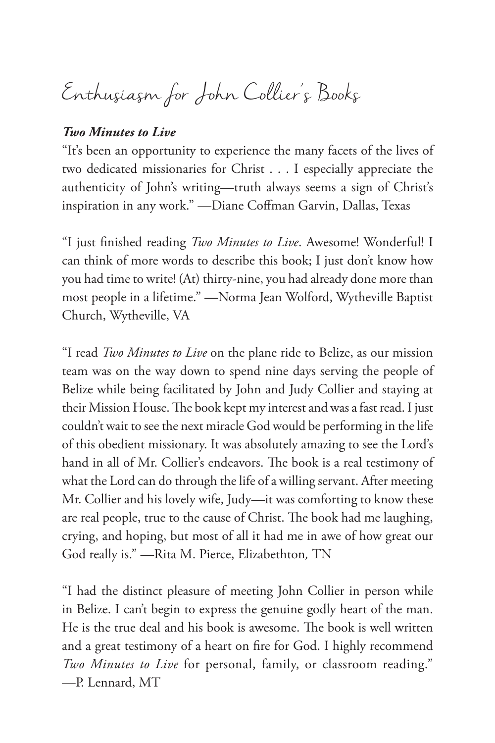# Enthusiasm for John Collier's Books

***Two Minutes to Live***

"It's been an opportunity to experience the many facets of the lives of two dedicated missionaries for Christ . . . I especially appreciate the authenticity of John's writing—truth always seems a sign of Christ's inspiration in any work." —Diane Coffman Garvin, Dallas, Texas

"I just finished reading *Two Minutes to Live*. Awesome! Wonderful! I can think of more words to describe this book; I just don't know how you had time to write! (At) thirty-nine, you had already done more than most people in a lifetime." —Norma Jean Wolford, Wytheville Baptist Church, Wytheville, VA

"I read *Two Minutes to Live* on the plane ride to Belize, as our mission team was on the way down to spend nine days serving the people of Belize while being facilitated by John and Judy Collier and staying at their Mission House. The book kept my interest and was a fast read. I just couldn't wait to see the next miracle God would be performing in the life of this obedient missionary. It was absolutely amazing to see the Lord's hand in all of Mr. Collier's endeavors. The book is a real testimony of what the Lord can do through the life of a willing servant. After meeting Mr. Collier and his lovely wife, Judy—it was comforting to know these are real people, true to the cause of Christ. The book had me laughing, crying, and hoping, but most of all it had me in awe of how great our God really is." —Rita M. Pierce, Elizabethton*,* TN

"I had the distinct pleasure of meeting John Collier in person while in Belize. I can't begin to express the genuine godly heart of the man. He is the true deal and his book is awesome. The book is well written and a great testimony of a heart on fire for God. I highly recommend *Two Minutes to Live* for personal, family, or classroom reading." —P. Lennard, MT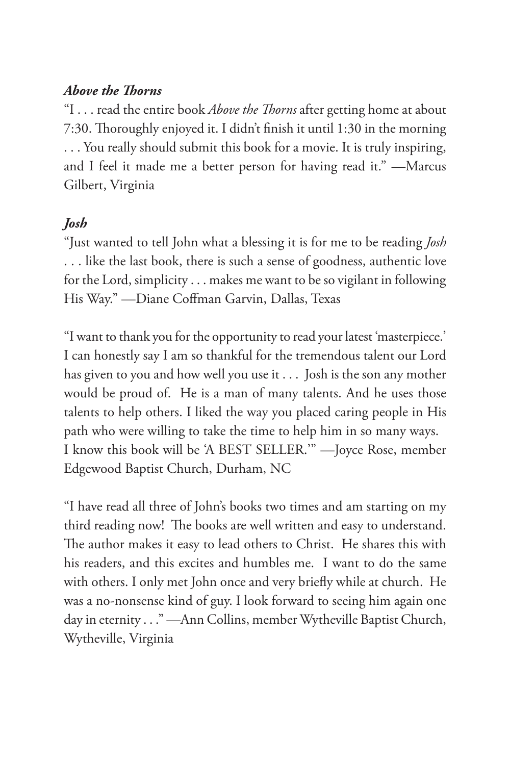***Above the Thorns***

"I . . . read the entire book *Above the Thorns* after getting home at about 7:30. Thoroughly enjoyed it. I didn't finish it until 1:30 in the morning . . . You really should submit this book for a movie. It is truly inspiring, and I feel it made me a better person for having read it." —Marcus Gilbert, Virginia

***Josh***

"Just wanted to tell John what a blessing it is for me to be reading *Josh* . . . like the last book, there is such a sense of goodness, authentic love for the Lord, simplicity . . . makes me want to be so vigilant in following His Way." —Diane Coffman Garvin, Dallas, Texas

"I want to thank you for the opportunity to read your latest 'masterpiece.' I can honestly say I am so thankful for the tremendous talent our Lord has given to you and how well you use it . . . Josh is the son any mother would be proud of. He is a man of many talents. And he uses those talents to help others. I liked the way you placed caring people in His path who were willing to take the time to help him in so many ways. I know this book will be 'A BEST SELLER.'" —Joyce Rose, member Edgewood Baptist Church, Durham, NC

"I have read all three of John's books two times and am starting on my third reading now! The books are well written and easy to understand. The author makes it easy to lead others to Christ. He shares this with his readers, and this excites and humbles me. I want to do the same with others. I only met John once and very briefly while at church. He was a no-nonsense kind of guy. I look forward to seeing him again one day in eternity . . ." —Ann Collins, member Wytheville Baptist Church, Wytheville, Virginia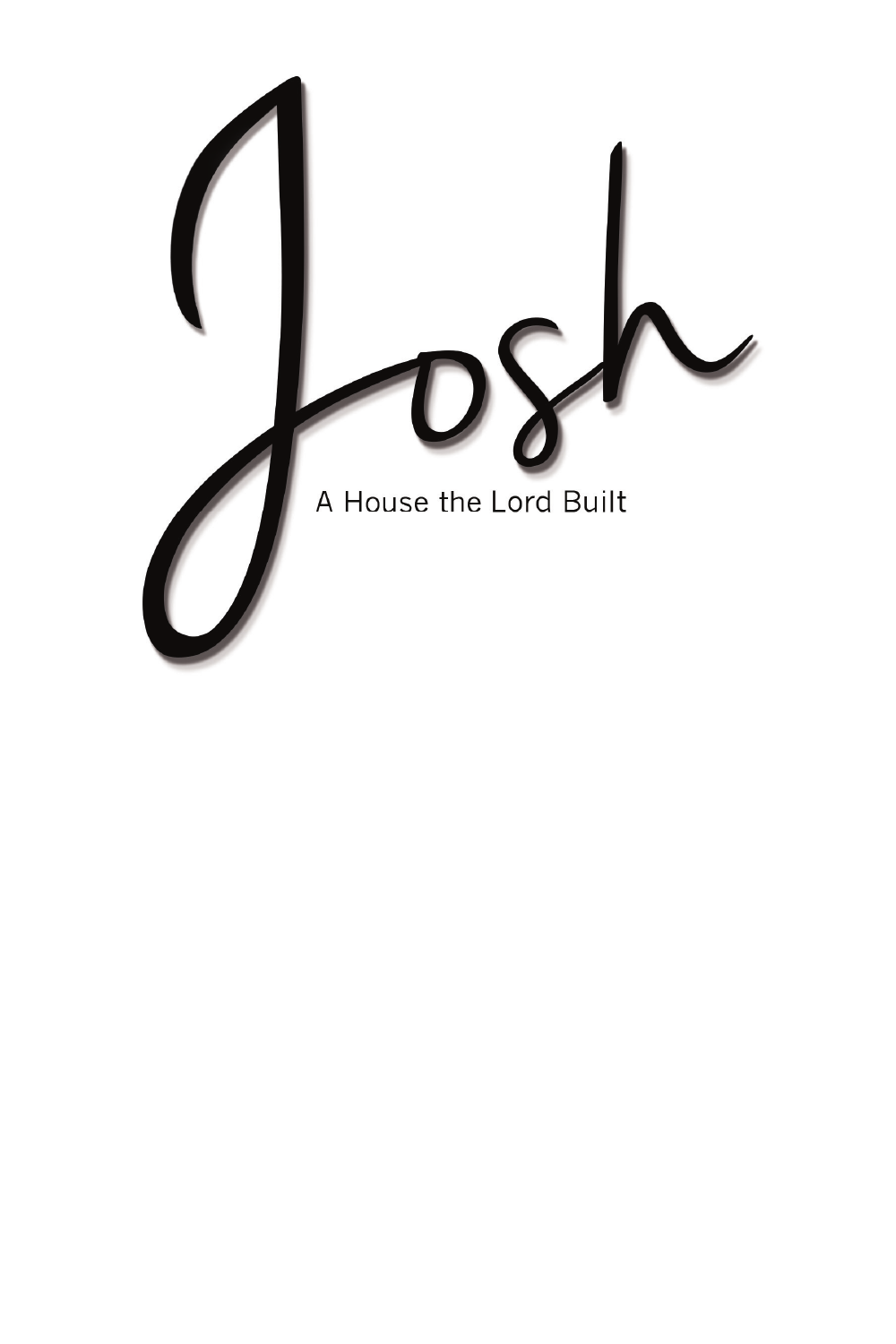# Josh

## A House the Lord Built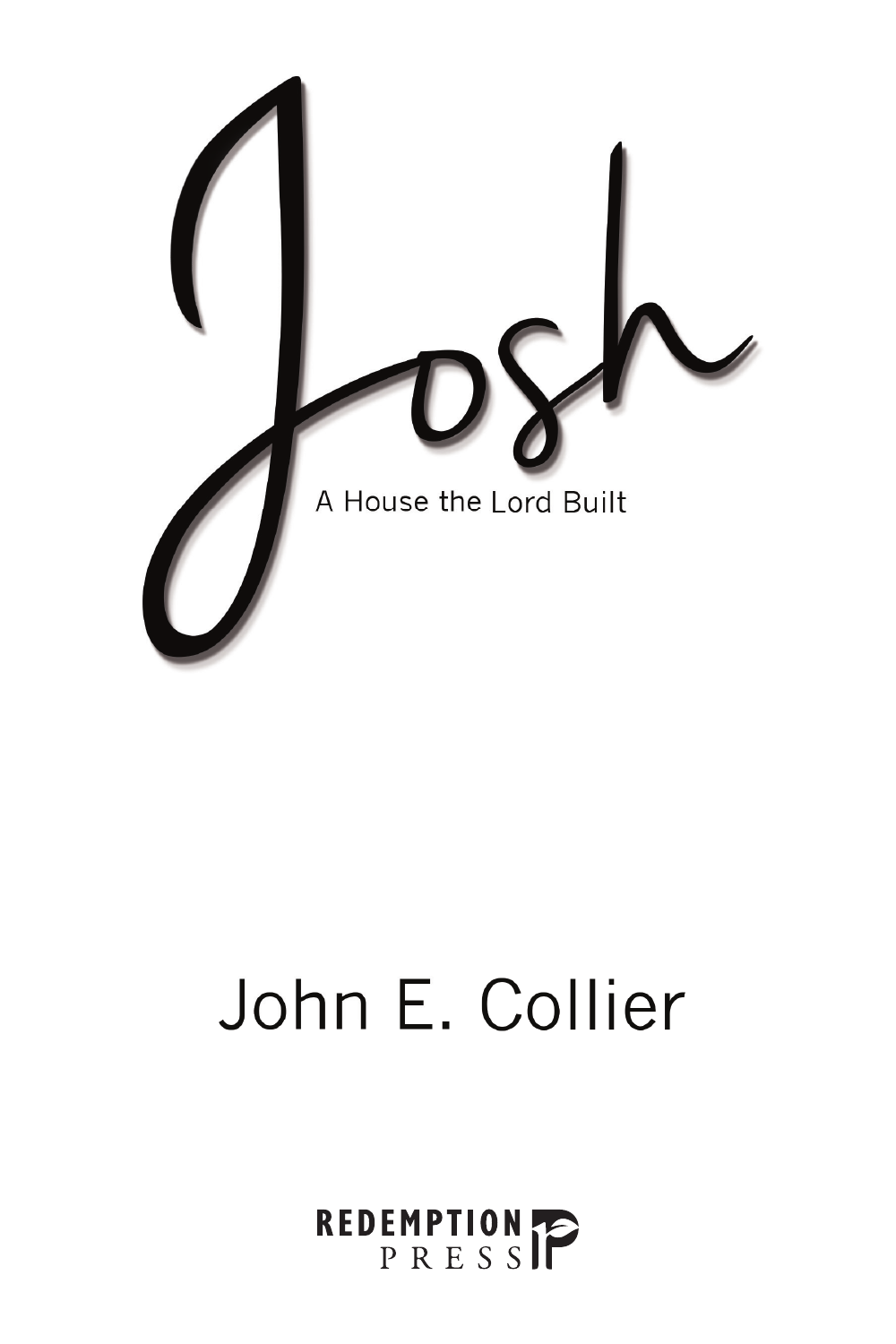# Josh

## A House the Lord Built

John E. Collier

REDEMPTION PRESS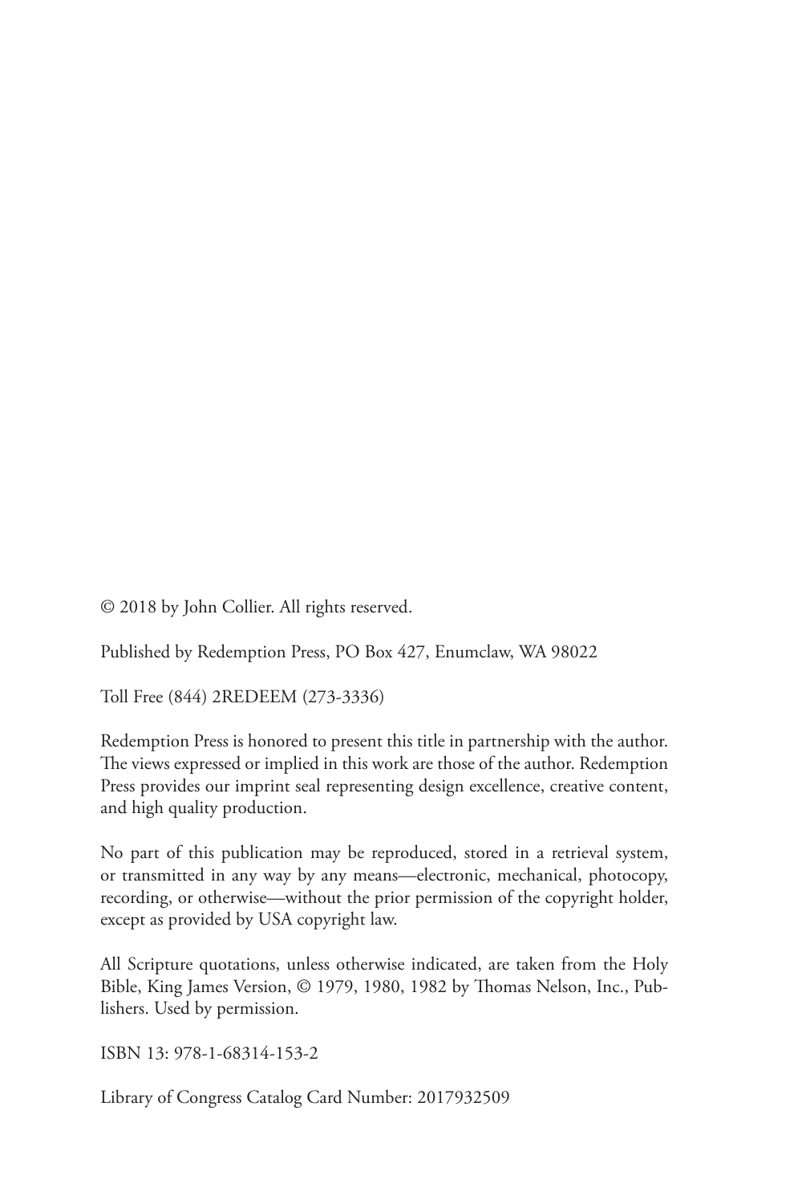© 2018 by John Collier. All rights reserved.

Published by Redemption Press, PO Box 427, Enumclaw, WA 98022

Toll Free (844) 2REDEEM (273-3336)

Redemption Press is honored to present this title in partnership with the author. The views expressed or implied in this work are those of the author. Redemption Press provides our imprint seal representing design excellence, creative content, and high quality production.

No part of this publication may be reproduced, stored in a retrieval system, or transmitted in any way by any means—electronic, mechanical, photocopy, recording, or otherwise—without the prior permission of the copyright holder, except as provided by USA copyright law.

All Scripture quotations, unless otherwise indicated, are taken from the Holy Bible, King James Version, © 1979, 1980, 1982 by Thomas Nelson, Inc., Publishers. Used by permission.

ISBN 13: 978-1-68314-153-2

Library of Congress Catalog Card Number: 2017932509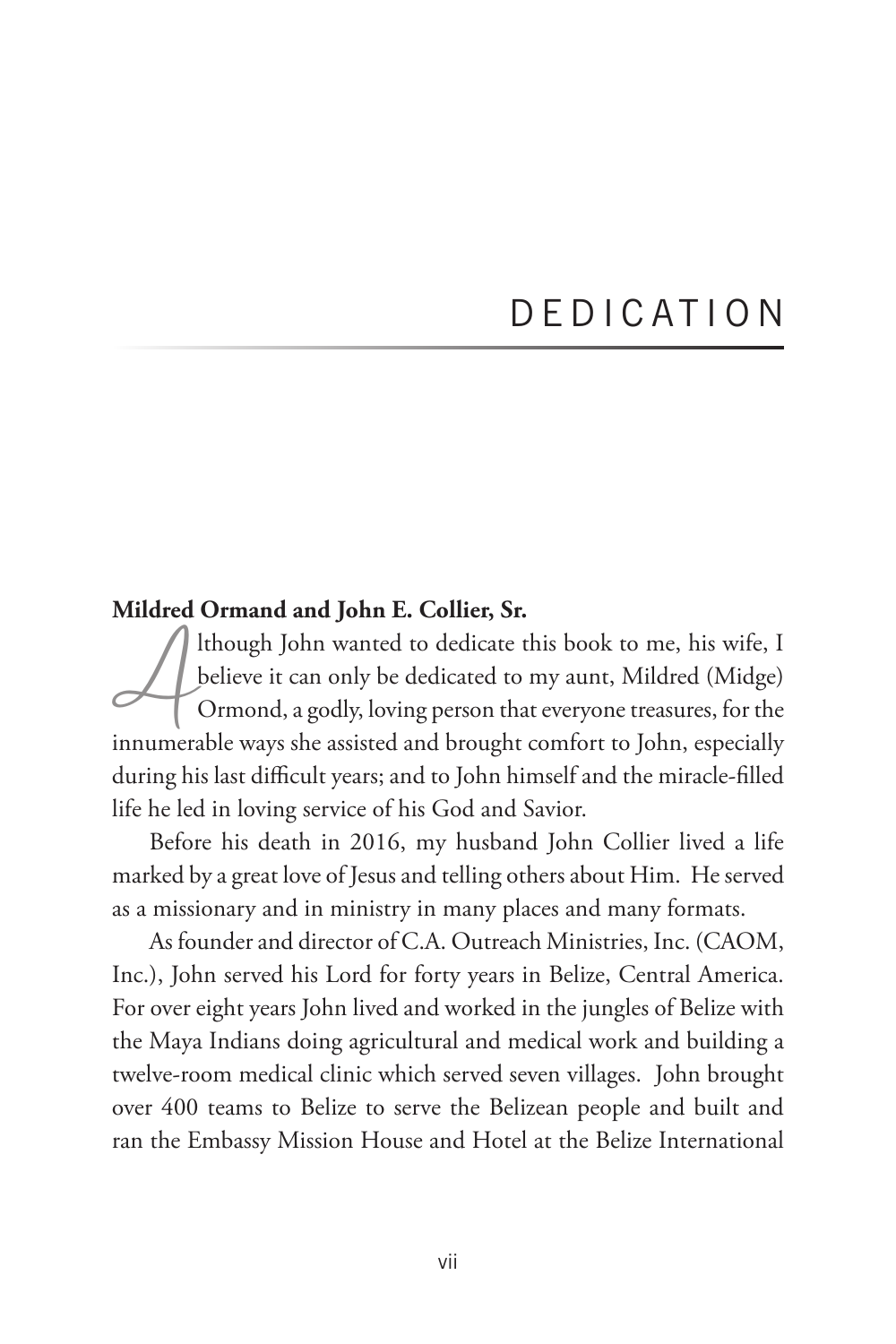# DEDICATION

**Mildred Ormand and John E. Collier, Sr.**

Although John wanted to dedicate this book to me, his wife, I believe it can only be dedicated to my aunt, Mildred (Midge) Ormond, a godly, loving person that everyone treasures, for the innumerable ways she assisted and brought comfort to John, especially during his last difficult years; and to John himself and the miracle-filled life he led in loving service of his God and Savior.

Before his death in 2016, my husband John Collier lived a life marked by a great love of Jesus and telling others about Him. He served as a missionary and in ministry in many places and many formats.

As founder and director of C.A. Outreach Ministries, Inc. (CAOM, Inc.), John served his Lord for forty years in Belize, Central America. For over eight years John lived and worked in the jungles of Belize with the Maya Indians doing agricultural and medical work and building a twelve-room medical clinic which served seven villages. John brought over 400 teams to Belize to serve the Belizean people and built and ran the Embassy Mission House and Hotel at the Belize International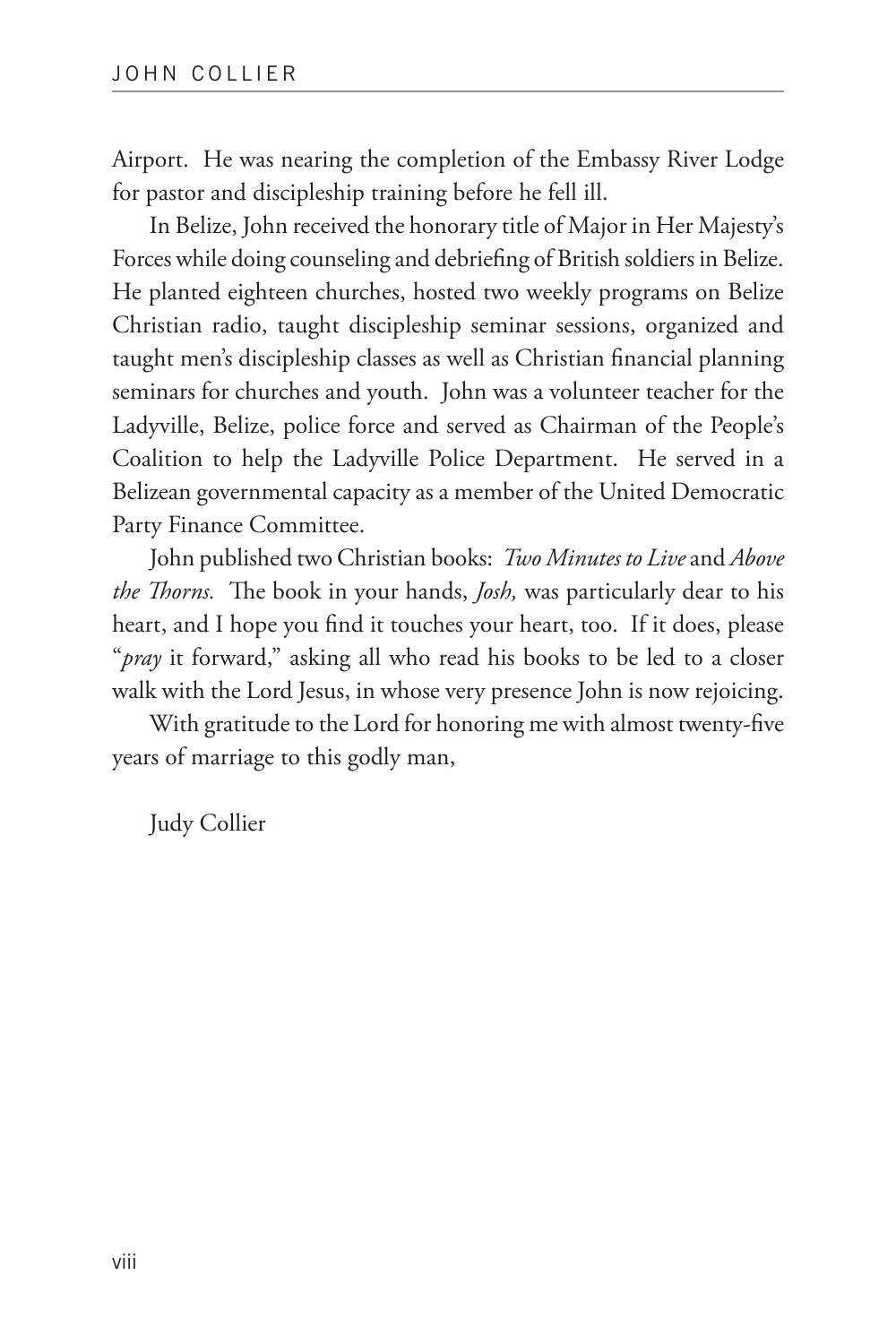Airport. He was nearing the completion of the Embassy River Lodge for pastor and discipleship training before he fell ill.

In Belize, John received the honorary title of Major in Her Majesty's Forces while doing counseling and debriefing of British soldiers in Belize. He planted eighteen churches, hosted two weekly programs on Belize Christian radio, taught discipleship seminar sessions, organized and taught men's discipleship classes as well as Christian financial planning seminars for churches and youth. John was a volunteer teacher for the Ladyville, Belize, police force and served as Chairman of the People's Coalition to help the Ladyville Police Department. He served in a Belizean governmental capacity as a member of the United Democratic Party Finance Committee.

John published two Christian books: *Two Minutes to Live* and *Above the Thorns.* The book in your hands, *Josh,* was particularly dear to his heart, and I hope you find it touches your heart, too. If it does, please "*pray* it forward," asking all who read his books to be led to a closer walk with the Lord Jesus, in whose very presence John is now rejoicing.

With gratitude to the Lord for honoring me with almost twenty-five years of marriage to this godly man,

Judy Collier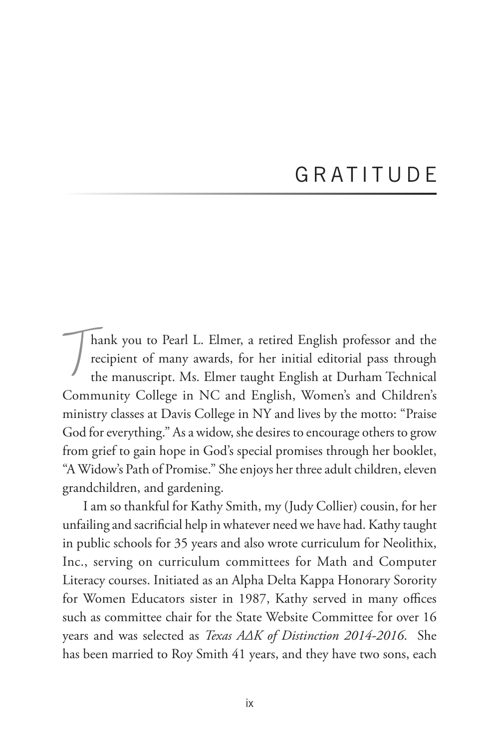# GRATITUDE

Thank you to Pearl L. Elmer, a retired English professor and the recipient of many awards, for her initial editorial pass through the manuscript. Ms. Elmer taught English at Durham Technical Community College in NC and English, Women's and Children's ministry classes at Davis College in NY and lives by the motto: "Praise God for everything." As a widow, she desires to encourage others to grow from grief to gain hope in God's special promises through her booklet, "A Widow's Path of Promise." She enjoys her three adult children, eleven grandchildren, and gardening.

I am so thankful for Kathy Smith, my (Judy Collier) cousin, for her unfailing and sacrificial help in whatever need we have had. Kathy taught in public schools for 35 years and also wrote curriculum for Neolithix, Inc., serving on curriculum committees for Math and Computer Literacy courses. Initiated as an Alpha Delta Kappa Honorary Sorority for Women Educators sister in 1987, Kathy served in many offices such as committee chair for the State Website Committee for over 16 years and was selected as *Texas AΔK of Distinction 2014-2016*. She has been married to Roy Smith 41 years, and they have two sons, each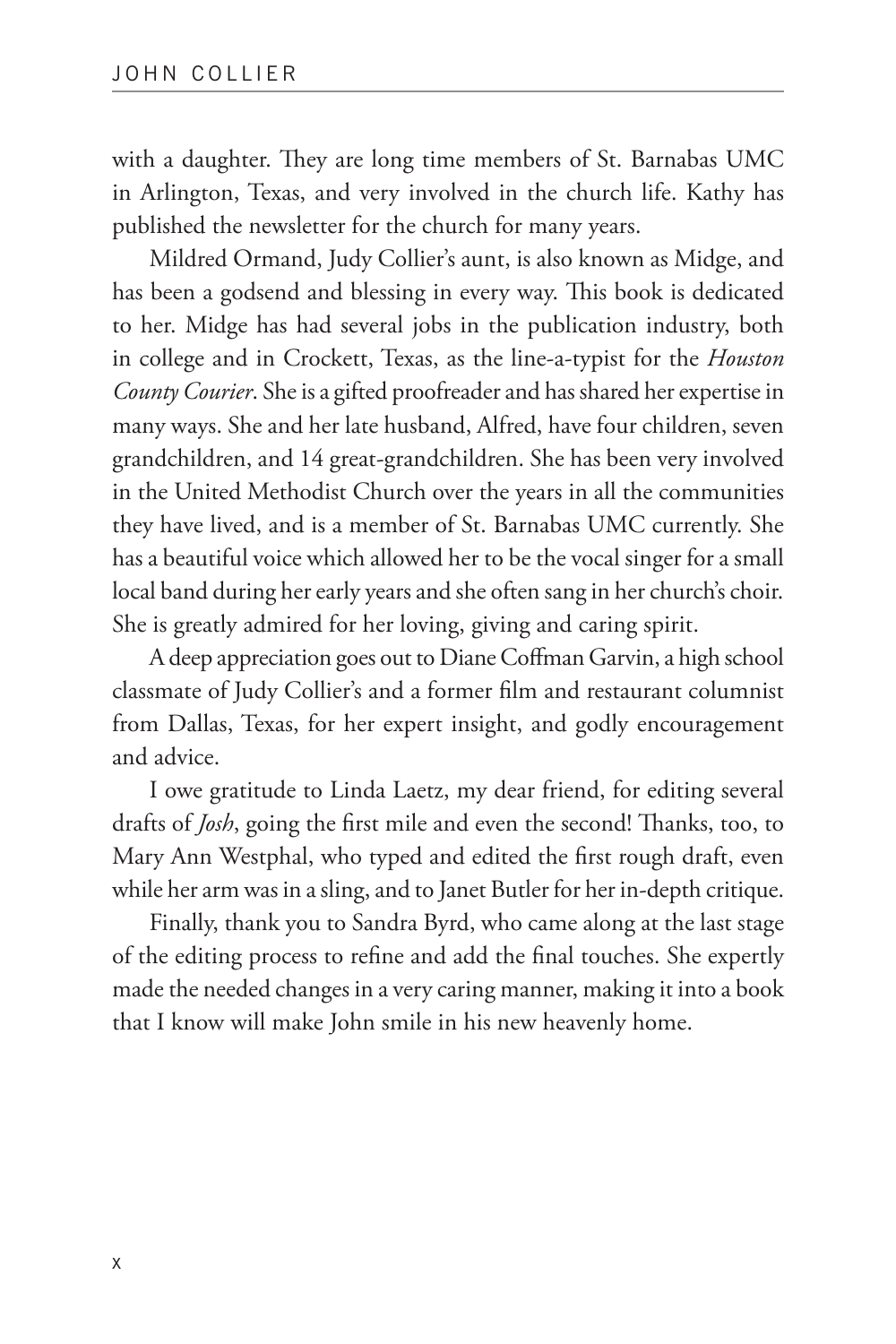with a daughter. They are long time members of St. Barnabas UMC in Arlington, Texas, and very involved in the church life. Kathy has published the newsletter for the church for many years.

Mildred Ormand, Judy Collier's aunt, is also known as Midge, and has been a godsend and blessing in every way. This book is dedicated to her. Midge has had several jobs in the publication industry, both in college and in Crockett, Texas, as the line-a-typist for the *Houston County Courier*. She is a gifted proofreader and has shared her expertise in many ways. She and her late husband, Alfred, have four children, seven grandchildren, and 14 great-grandchildren. She has been very involved in the United Methodist Church over the years in all the communities they have lived, and is a member of St. Barnabas UMC currently. She has a beautiful voice which allowed her to be the vocal singer for a small local band during her early years and she often sang in her church's choir. She is greatly admired for her loving, giving and caring spirit.

A deep appreciation goes out to Diane Coffman Garvin, a high school classmate of Judy Collier's and a former film and restaurant columnist from Dallas, Texas, for her expert insight, and godly encouragement and advice.

I owe gratitude to Linda Laetz, my dear friend, for editing several drafts of *Josh*, going the first mile and even the second! Thanks, too, to Mary Ann Westphal, who typed and edited the first rough draft, even while her arm was in a sling, and to Janet Butler for her in-depth critique.

Finally, thank you to Sandra Byrd, who came along at the last stage of the editing process to refine and add the final touches. She expertly made the needed changes in a very caring manner, making it into a book that I know will make John smile in his new heavenly home.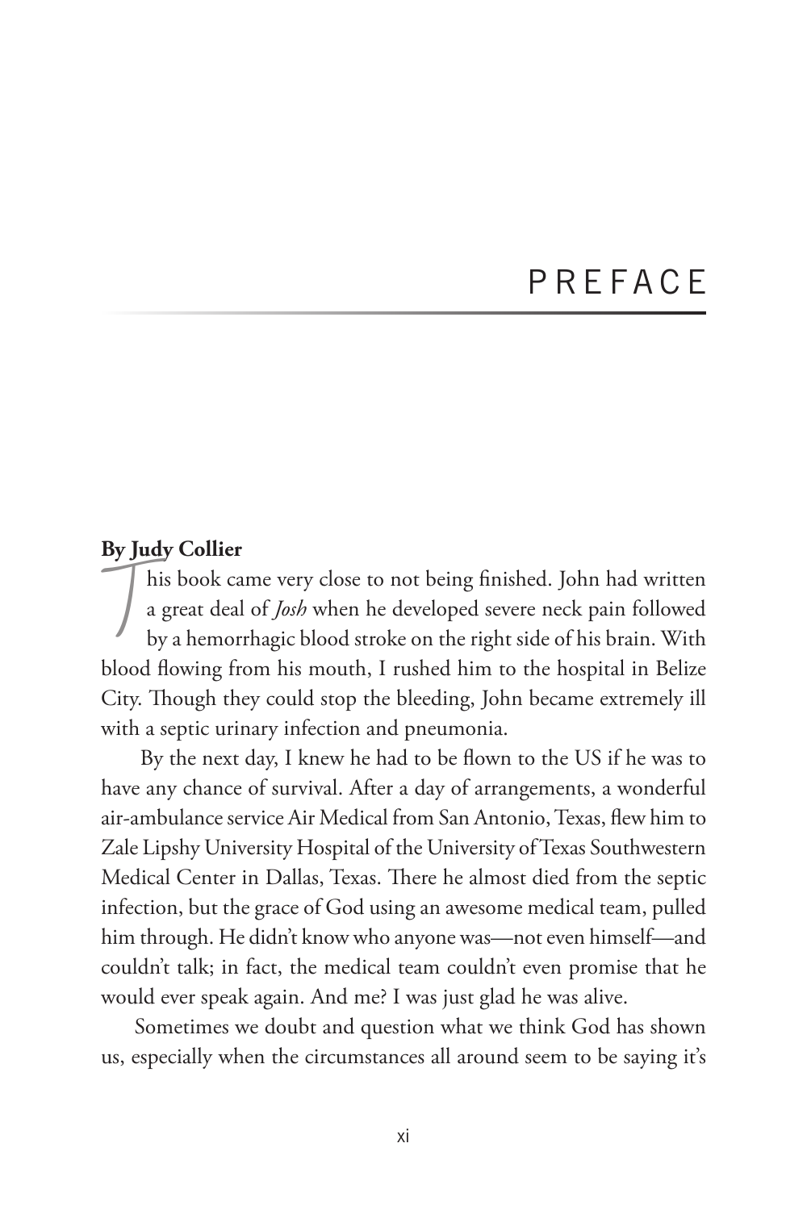# PREFACE

**By Judy Collier**

This book came very close to not being finished. John had written a great deal of *Josh* when he developed severe neck pain followed by a hemorrhagic blood stroke on the right side of his brain. With blood flowing from his mouth, I rushed him to the hospital in Belize City. Though they could stop the bleeding, John became extremely ill with a septic urinary infection and pneumonia.

By the next day, I knew he had to be flown to the US if he was to have any chance of survival. After a day of arrangements, a wonderful air-ambulance service Air Medical from San Antonio, Texas, flew him to Zale Lipshy University Hospital of the University of Texas Southwestern Medical Center in Dallas, Texas. There he almost died from the septic infection, but the grace of God using an awesome medical team, pulled him through. He didn't know who anyone was—not even himself—and couldn't talk; in fact, the medical team couldn't even promise that he would ever speak again. And me? I was just glad he was alive.

Sometimes we doubt and question what we think God has shown us, especially when the circumstances all around seem to be saying it's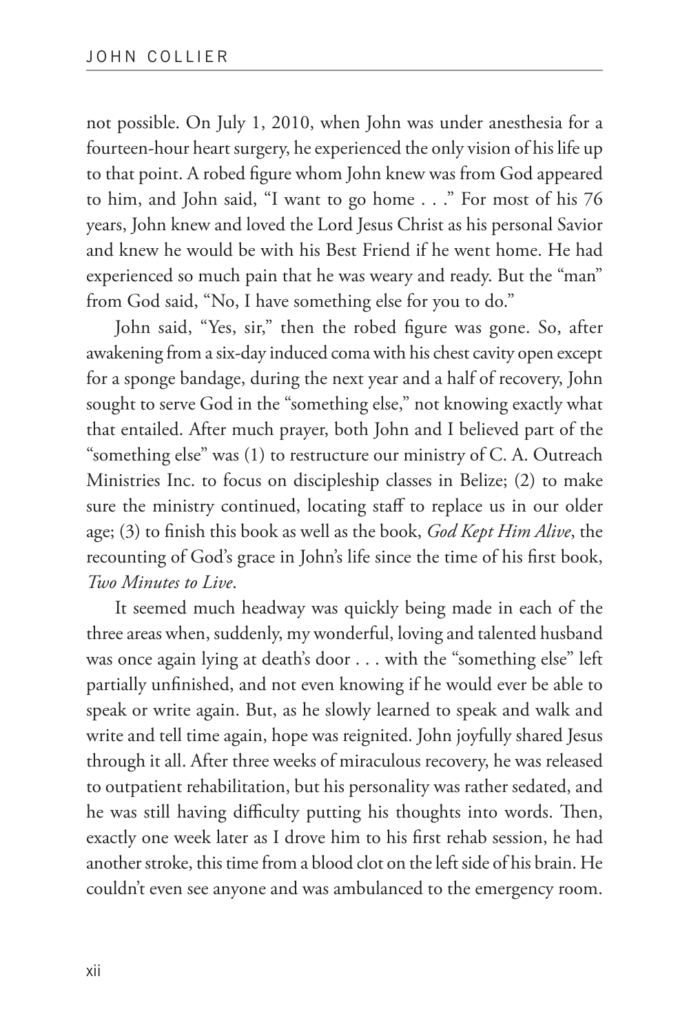not possible. On July 1, 2010, when John was under anesthesia for a fourteen-hour heart surgery, he experienced the only vision of his life up to that point. A robed figure whom John knew was from God appeared to him, and John said, "I want to go home . . ." For most of his 76 years, John knew and loved the Lord Jesus Christ as his personal Savior and knew he would be with his Best Friend if he went home. He had experienced so much pain that he was weary and ready. But the "man" from God said, "No, I have something else for you to do."

John said, "Yes, sir," then the robed figure was gone. So, after awakening from a six-day induced coma with his chest cavity open except for a sponge bandage, during the next year and a half of recovery, John sought to serve God in the "something else," not knowing exactly what that entailed. After much prayer, both John and I believed part of the "something else" was (1) to restructure our ministry of C. A. Outreach Ministries Inc. to focus on discipleship classes in Belize; (2) to make sure the ministry continued, locating staff to replace us in our older age; (3) to finish this book as well as the book, *God Kept Him Alive*, the recounting of God's grace in John's life since the time of his first book, *Two Minutes to Live*.

It seemed much headway was quickly being made in each of the three areas when, suddenly, my wonderful, loving and talented husband was once again lying at death's door . . . with the "something else" left partially unfinished, and not even knowing if he would ever be able to speak or write again. But, as he slowly learned to speak and walk and write and tell time again, hope was reignited. John joyfully shared Jesus through it all. After three weeks of miraculous recovery, he was released to outpatient rehabilitation, but his personality was rather sedated, and he was still having difficulty putting his thoughts into words. Then, exactly one week later as I drove him to his first rehab session, he had another stroke, this time from a blood clot on the left side of his brain. He couldn't even see anyone and was ambulanced to the emergency room.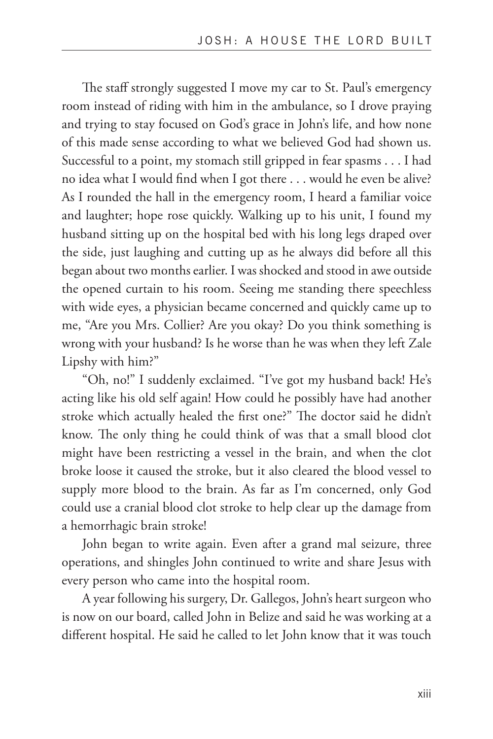The staff strongly suggested I move my car to St. Paul's emergency room instead of riding with him in the ambulance, so I drove praying and trying to stay focused on God's grace in John's life, and how none of this made sense according to what we believed God had shown us. Successful to a point, my stomach still gripped in fear spasms . . . I had no idea what I would find when I got there . . . would he even be alive? As I rounded the hall in the emergency room, I heard a familiar voice and laughter; hope rose quickly. Walking up to his unit, I found my husband sitting up on the hospital bed with his long legs draped over the side, just laughing and cutting up as he always did before all this began about two months earlier. I was shocked and stood in awe outside the opened curtain to his room. Seeing me standing there speechless with wide eyes, a physician became concerned and quickly came up to me, "Are you Mrs. Collier? Are you okay? Do you think something is wrong with your husband? Is he worse than he was when they left Zale Lipshy with him?"

"Oh, no!" I suddenly exclaimed. "I've got my husband back! He's acting like his old self again! How could he possibly have had another stroke which actually healed the first one?" The doctor said he didn't know. The only thing he could think of was that a small blood clot might have been restricting a vessel in the brain, and when the clot broke loose it caused the stroke, but it also cleared the blood vessel to supply more blood to the brain. As far as I'm concerned, only God could use a cranial blood clot stroke to help clear up the damage from a hemorrhagic brain stroke!

John began to write again. Even after a grand mal seizure, three operations, and shingles John continued to write and share Jesus with every person who came into the hospital room.

A year following his surgery, Dr. Gallegos, John's heart surgeon who is now on our board, called John in Belize and said he was working at a different hospital. He said he called to let John know that it was touch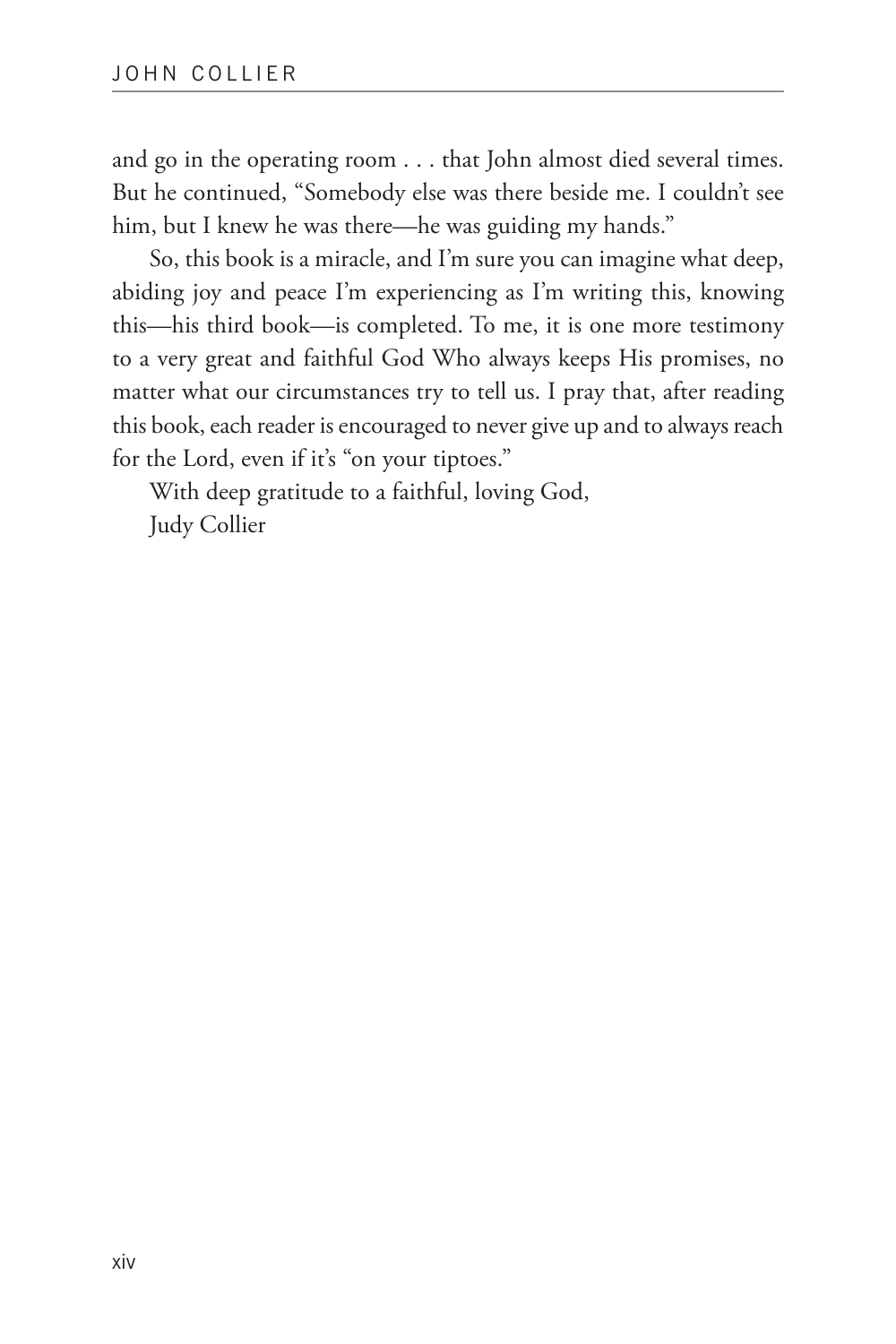and go in the operating room . . . that John almost died several times. But he continued, "Somebody else was there beside me. I couldn't see him, but I knew he was there—he was guiding my hands."

So, this book is a miracle, and I'm sure you can imagine what deep, abiding joy and peace I'm experiencing as I'm writing this, knowing this—his third book—is completed. To me, it is one more testimony to a very great and faithful God Who always keeps His promises, no matter what our circumstances try to tell us. I pray that, after reading this book, each reader is encouraged to never give up and to always reach for the Lord, even if it's "on your tiptoes."

With deep gratitude to a faithful, loving God,
Judy Collier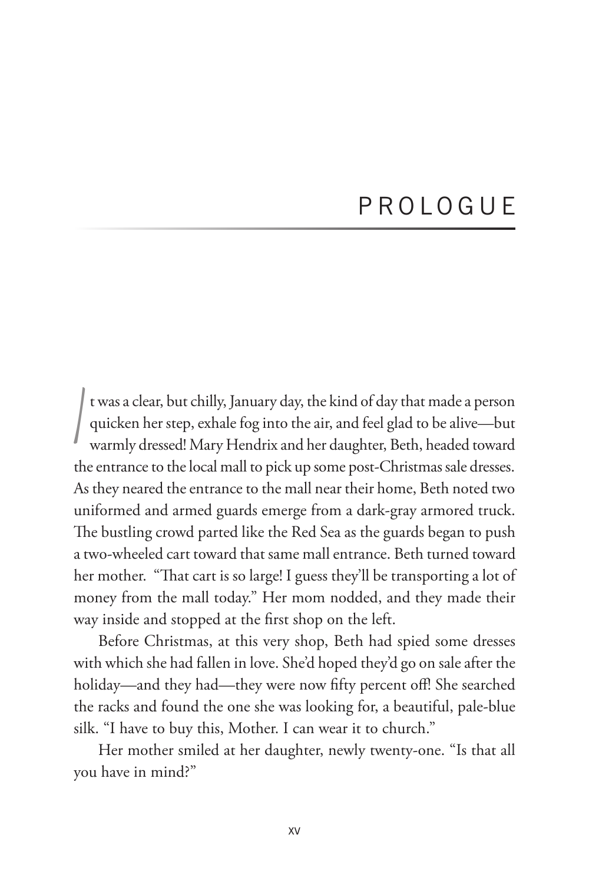# PROLOGUE

It was a clear, but chilly, January day, the kind of day that made a person quicken her step, exhale fog into the air, and feel glad to be alive—but warmly dressed! Mary Hendrix and her daughter, Beth, headed toward the entrance to the local mall to pick up some post-Christmas sale dresses. As they neared the entrance to the mall near their home, Beth noted two uniformed and armed guards emerge from a dark-gray armored truck. The bustling crowd parted like the Red Sea as the guards began to push a two-wheeled cart toward that same mall entrance. Beth turned toward her mother. "That cart is so large! I guess they'll be transporting a lot of money from the mall today." Her mom nodded, and they made their way inside and stopped at the first shop on the left.

Before Christmas, at this very shop, Beth had spied some dresses with which she had fallen in love. She'd hoped they'd go on sale after the holiday—and they had—they were now fifty percent off! She searched the racks and found the one she was looking for, a beautiful, pale-blue silk. "I have to buy this, Mother. I can wear it to church."

Her mother smiled at her daughter, newly twenty-one. "Is that all you have in mind?"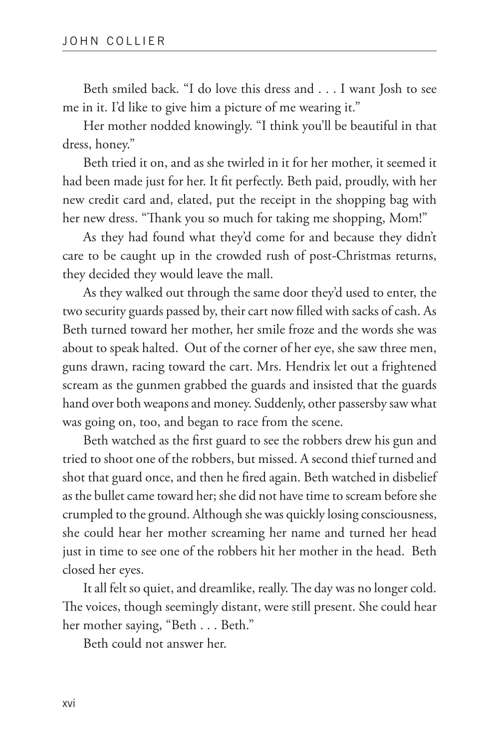Beth smiled back. "I do love this dress and . . . I want Josh to see me in it. I'd like to give him a picture of me wearing it."

Her mother nodded knowingly. "I think you'll be beautiful in that dress, honey."

Beth tried it on, and as she twirled in it for her mother, it seemed it had been made just for her. It fit perfectly. Beth paid, proudly, with her new credit card and, elated, put the receipt in the shopping bag with her new dress. "Thank you so much for taking me shopping, Mom!"

As they had found what they'd come for and because they didn't care to be caught up in the crowded rush of post-Christmas returns, they decided they would leave the mall.

As they walked out through the same door they'd used to enter, the two security guards passed by, their cart now filled with sacks of cash. As Beth turned toward her mother, her smile froze and the words she was about to speak halted. Out of the corner of her eye, she saw three men, guns drawn, racing toward the cart. Mrs. Hendrix let out a frightened scream as the gunmen grabbed the guards and insisted that the guards hand over both weapons and money. Suddenly, other passersby saw what was going on, too, and began to race from the scene.

Beth watched as the first guard to see the robbers drew his gun and tried to shoot one of the robbers, but missed. A second thief turned and shot that guard once, and then he fired again. Beth watched in disbelief as the bullet came toward her; she did not have time to scream before she crumpled to the ground. Although she was quickly losing consciousness, she could hear her mother screaming her name and turned her head just in time to see one of the robbers hit her mother in the head. Beth closed her eyes.

It all felt so quiet, and dreamlike, really. The day was no longer cold. The voices, though seemingly distant, were still present. She could hear her mother saying, "Beth . . . Beth."

Beth could not answer her.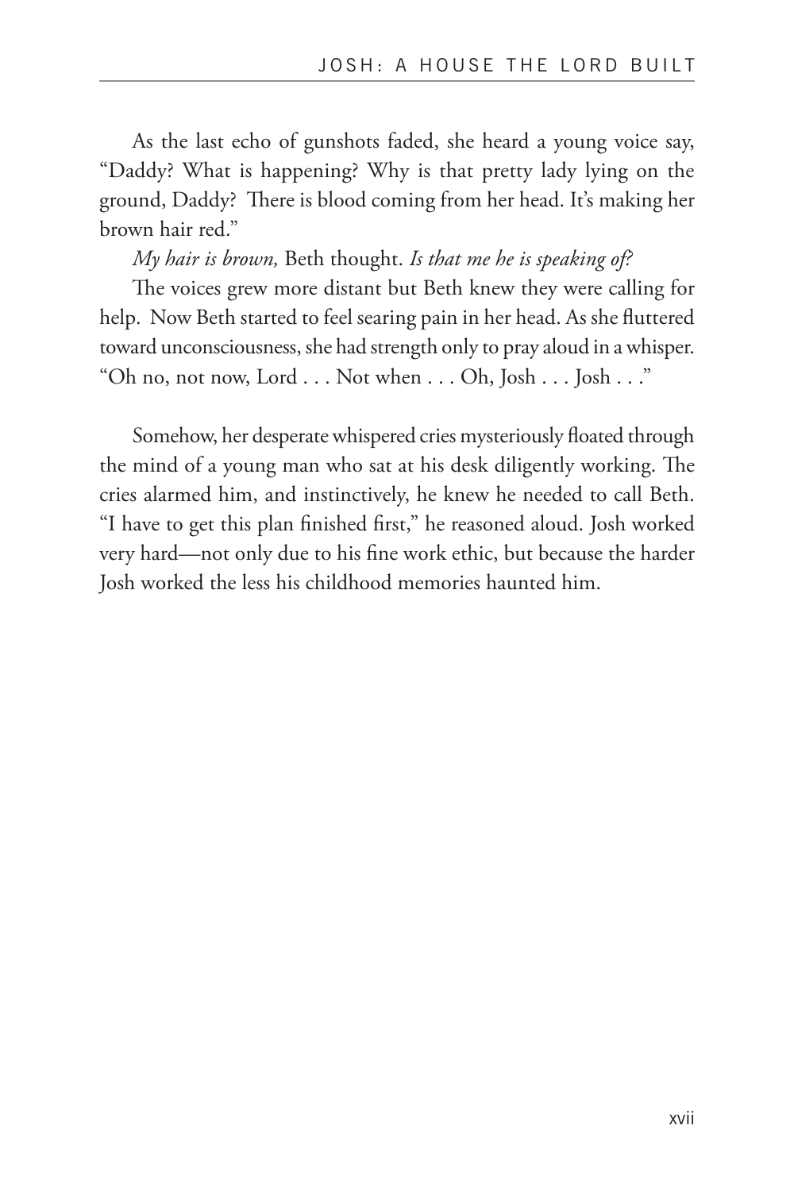As the last echo of gunshots faded, she heard a young voice say, "Daddy? What is happening? Why is that pretty lady lying on the ground, Daddy? There is blood coming from her head. It's making her brown hair red."

*My hair is brown,* Beth thought. *Is that me he is speaking of?*

The voices grew more distant but Beth knew they were calling for help. Now Beth started to feel searing pain in her head. As she fluttered toward unconsciousness, she had strength only to pray aloud in a whisper. "Oh no, not now, Lord . . . Not when . . . Oh, Josh . . . Josh . . ."

Somehow, her desperate whispered cries mysteriously floated through the mind of a young man who sat at his desk diligently working. The cries alarmed him, and instinctively, he knew he needed to call Beth. "I have to get this plan finished first," he reasoned aloud. Josh worked very hard—not only due to his fine work ethic, but because the harder Josh worked the less his childhood memories haunted him.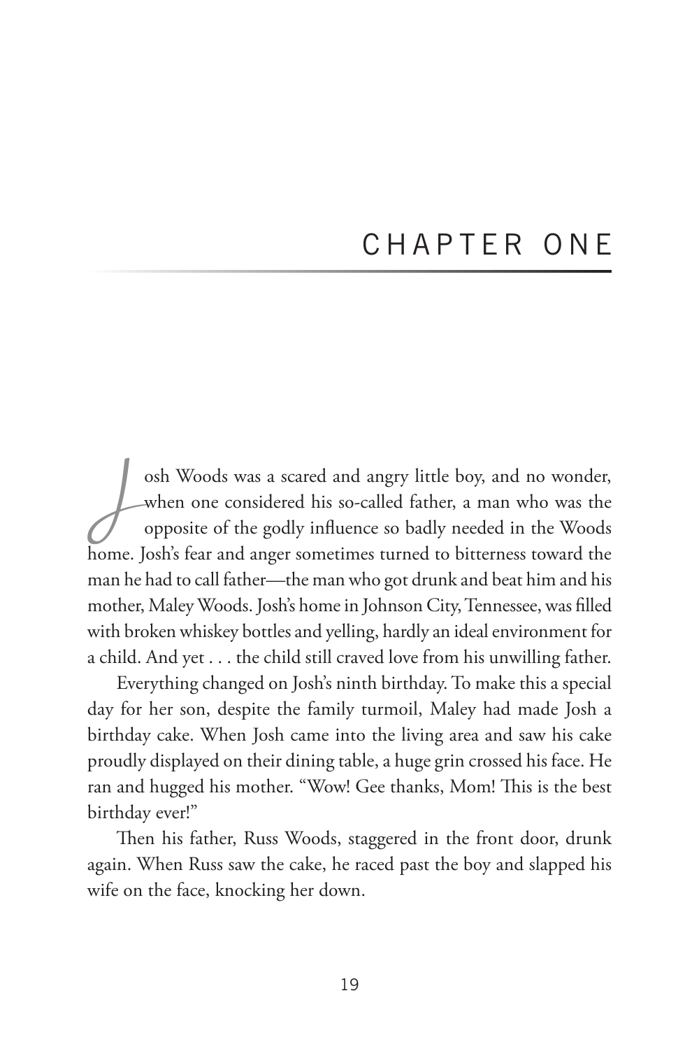# CHAPTER ONE

Josh Woods was a scared and angry little boy, and no wonder, when one considered his so-called father, a man who was the opposite of the godly influence so badly needed in the Woods home. Josh's fear and anger sometimes turned to bitterness toward the man he had to call father—the man who got drunk and beat him and his mother, Maley Woods. Josh's home in Johnson City, Tennessee, was filled with broken whiskey bottles and yelling, hardly an ideal environment for a child. And yet . . . the child still craved love from his unwilling father.

Everything changed on Josh's ninth birthday. To make this a special day for her son, despite the family turmoil, Maley had made Josh a birthday cake. When Josh came into the living area and saw his cake proudly displayed on their dining table, a huge grin crossed his face. He ran and hugged his mother. "Wow! Gee thanks, Mom! This is the best birthday ever!"

Then his father, Russ Woods, staggered in the front door, drunk again. When Russ saw the cake, he raced past the boy and slapped his wife on the face, knocking her down.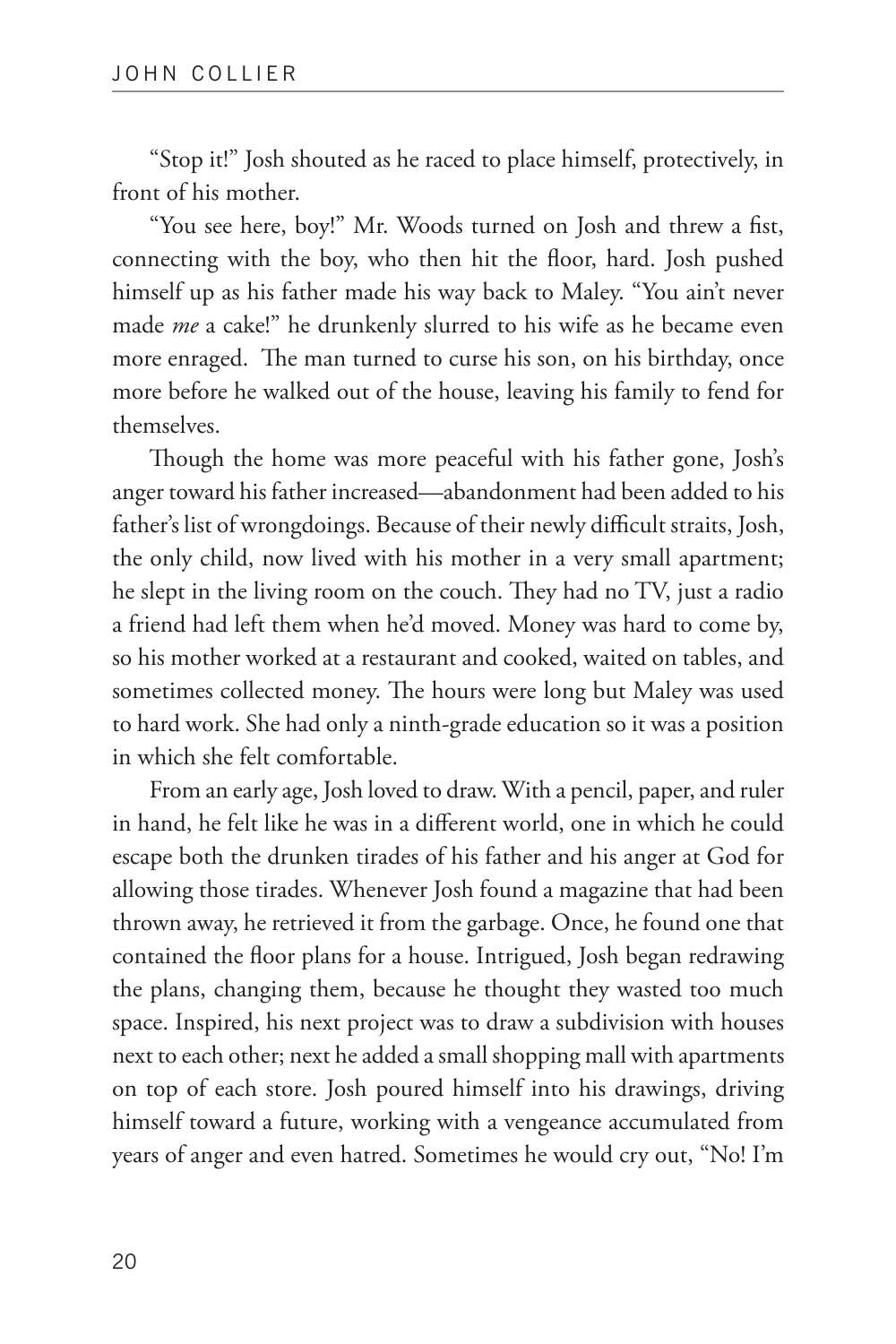"Stop it!" Josh shouted as he raced to place himself, protectively, in front of his mother.

"You see here, boy!" Mr. Woods turned on Josh and threw a fist, connecting with the boy, who then hit the floor, hard. Josh pushed himself up as his father made his way back to Maley. "You ain't never made *me* a cake!" he drunkenly slurred to his wife as he became even more enraged. The man turned to curse his son, on his birthday, once more before he walked out of the house, leaving his family to fend for themselves.

Though the home was more peaceful with his father gone, Josh's anger toward his father increased—abandonment had been added to his father's list of wrongdoings. Because of their newly difficult straits, Josh, the only child, now lived with his mother in a very small apartment; he slept in the living room on the couch. They had no TV, just a radio a friend had left them when he'd moved. Money was hard to come by, so his mother worked at a restaurant and cooked, waited on tables, and sometimes collected money. The hours were long but Maley was used to hard work. She had only a ninth-grade education so it was a position in which she felt comfortable.

From an early age, Josh loved to draw. With a pencil, paper, and ruler in hand, he felt like he was in a different world, one in which he could escape both the drunken tirades of his father and his anger at God for allowing those tirades. Whenever Josh found a magazine that had been thrown away, he retrieved it from the garbage. Once, he found one that contained the floor plans for a house. Intrigued, Josh began redrawing the plans, changing them, because he thought they wasted too much space. Inspired, his next project was to draw a subdivision with houses next to each other; next he added a small shopping mall with apartments on top of each store. Josh poured himself into his drawings, driving himself toward a future, working with a vengeance accumulated from years of anger and even hatred. Sometimes he would cry out, "No! I'm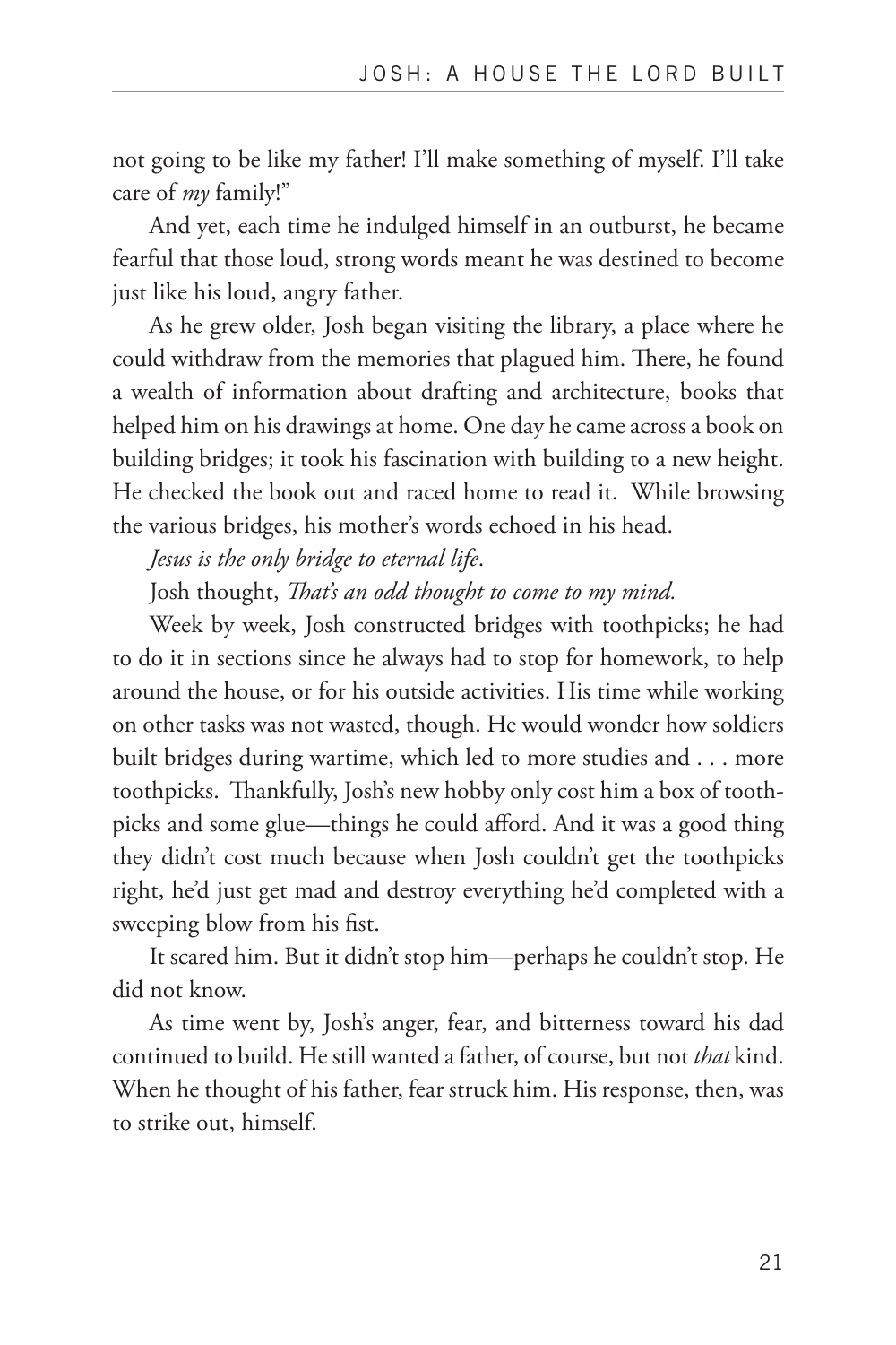not going to be like my father! I'll make something of myself. I'll take care of *my* family!"

And yet, each time he indulged himself in an outburst, he became fearful that those loud, strong words meant he was destined to become just like his loud, angry father.

As he grew older, Josh began visiting the library, a place where he could withdraw from the memories that plagued him. There, he found a wealth of information about drafting and architecture, books that helped him on his drawings at home. One day he came across a book on building bridges; it took his fascination with building to a new height. He checked the book out and raced home to read it. While browsing the various bridges, his mother's words echoed in his head.

*Jesus is the only bridge to eternal life*.

Josh thought, *That's an odd thought to come to my mind.*

Week by week, Josh constructed bridges with toothpicks; he had to do it in sections since he always had to stop for homework, to help around the house, or for his outside activities. His time while working on other tasks was not wasted, though. He would wonder how soldiers built bridges during wartime, which led to more studies and . . . more toothpicks. Thankfully, Josh's new hobby only cost him a box of toothpicks and some glue—things he could afford. And it was a good thing they didn't cost much because when Josh couldn't get the toothpicks right, he'd just get mad and destroy everything he'd completed with a sweeping blow from his fist.

It scared him. But it didn't stop him—perhaps he couldn't stop. He did not know.

As time went by, Josh's anger, fear, and bitterness toward his dad continued to build. He still wanted a father, of course, but not *that* kind. When he thought of his father, fear struck him. His response, then, was to strike out, himself.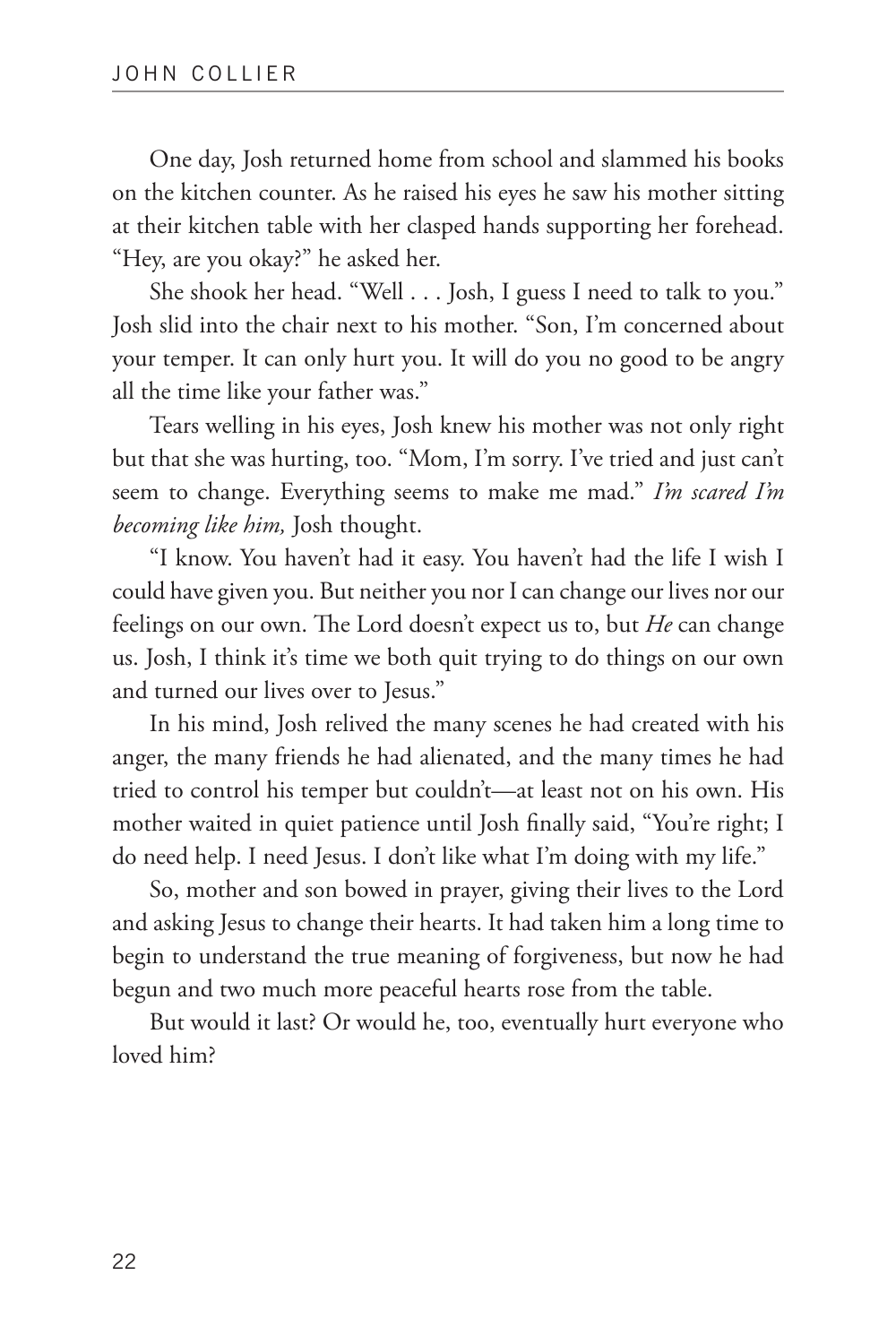One day, Josh returned home from school and slammed his books on the kitchen counter. As he raised his eyes he saw his mother sitting at their kitchen table with her clasped hands supporting her forehead. "Hey, are you okay?" he asked her.

She shook her head. "Well . . . Josh, I guess I need to talk to you." Josh slid into the chair next to his mother. "Son, I'm concerned about your temper. It can only hurt you. It will do you no good to be angry all the time like your father was."

Tears welling in his eyes, Josh knew his mother was not only right but that she was hurting, too. "Mom, I'm sorry. I've tried and just can't seem to change. Everything seems to make me mad." *I'm scared I'm becoming like him,* Josh thought.

"I know. You haven't had it easy. You haven't had the life I wish I could have given you. But neither you nor I can change our lives nor our feelings on our own. The Lord doesn't expect us to, but *He* can change us. Josh, I think it's time we both quit trying to do things on our own and turned our lives over to Jesus."

In his mind, Josh relived the many scenes he had created with his anger, the many friends he had alienated, and the many times he had tried to control his temper but couldn't—at least not on his own. His mother waited in quiet patience until Josh finally said, "You're right; I do need help. I need Jesus. I don't like what I'm doing with my life."

So, mother and son bowed in prayer, giving their lives to the Lord and asking Jesus to change their hearts. It had taken him a long time to begin to understand the true meaning of forgiveness, but now he had begun and two much more peaceful hearts rose from the table.

But would it last? Or would he, too, eventually hurt everyone who loved him?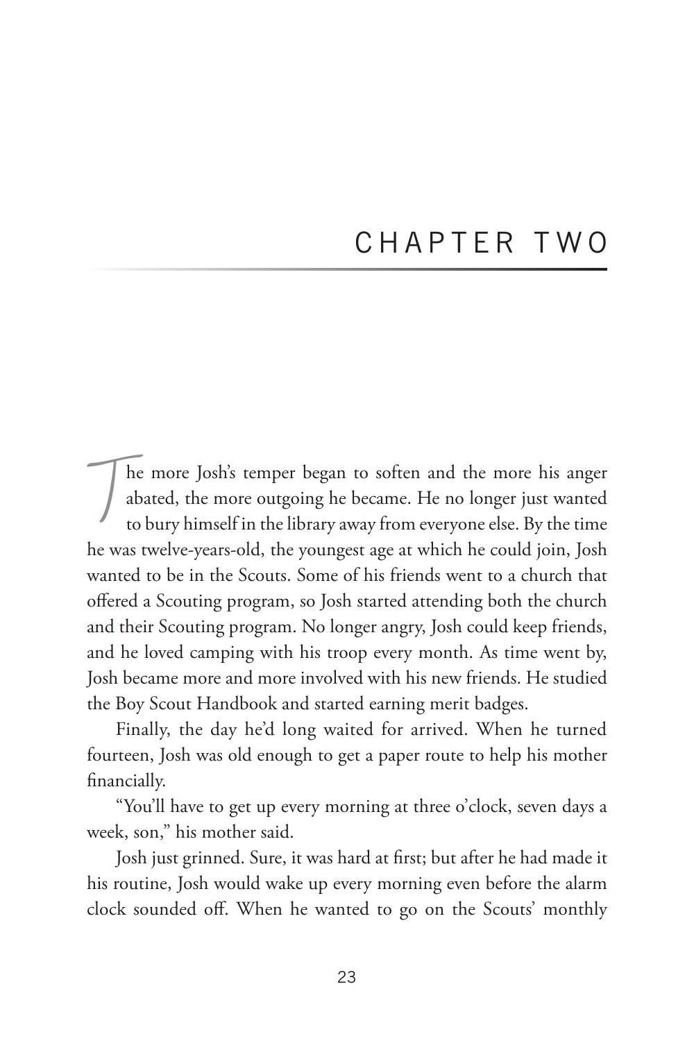# CHAPTER TWO

The more Josh's temper began to soften and the more his anger abated, the more outgoing he became. He no longer just wanted to bury himself in the library away from everyone else. By the time he was twelve-years-old, the youngest age at which he could join, Josh wanted to be in the Scouts. Some of his friends went to a church that offered a Scouting program, so Josh started attending both the church and their Scouting program. No longer angry, Josh could keep friends, and he loved camping with his troop every month. As time went by, Josh became more and more involved with his new friends. He studied the Boy Scout Handbook and started earning merit badges.

Finally, the day he'd long waited for arrived. When he turned fourteen, Josh was old enough to get a paper route to help his mother financially.

"You'll have to get up every morning at three o'clock, seven days a week, son," his mother said.

Josh just grinned. Sure, it was hard at first; but after he had made it his routine, Josh would wake up every morning even before the alarm clock sounded off. When he wanted to go on the Scouts' monthly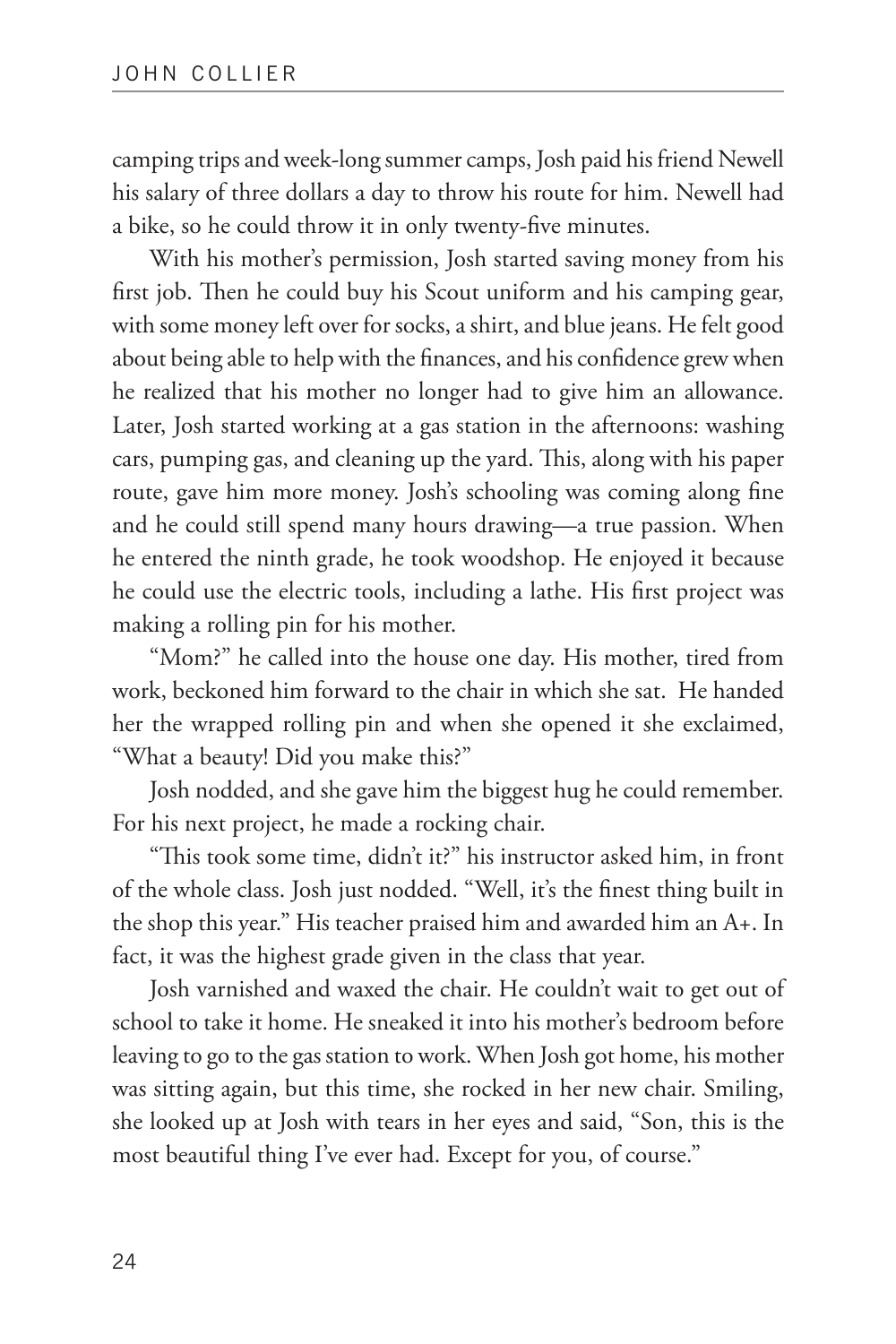camping trips and week-long summer camps, Josh paid his friend Newell his salary of three dollars a day to throw his route for him. Newell had a bike, so he could throw it in only twenty-five minutes.

With his mother's permission, Josh started saving money from his first job. Then he could buy his Scout uniform and his camping gear, with some money left over for socks, a shirt, and blue jeans. He felt good about being able to help with the finances, and his confidence grew when he realized that his mother no longer had to give him an allowance. Later, Josh started working at a gas station in the afternoons: washing cars, pumping gas, and cleaning up the yard. This, along with his paper route, gave him more money. Josh's schooling was coming along fine and he could still spend many hours drawing—a true passion. When he entered the ninth grade, he took woodshop. He enjoyed it because he could use the electric tools, including a lathe. His first project was making a rolling pin for his mother.

"Mom?" he called into the house one day. His mother, tired from work, beckoned him forward to the chair in which she sat. He handed her the wrapped rolling pin and when she opened it she exclaimed, "What a beauty! Did you make this?"

Josh nodded, and she gave him the biggest hug he could remember. For his next project, he made a rocking chair.

"This took some time, didn't it?" his instructor asked him, in front of the whole class. Josh just nodded. "Well, it's the finest thing built in the shop this year." His teacher praised him and awarded him an A+. In fact, it was the highest grade given in the class that year.

Josh varnished and waxed the chair. He couldn't wait to get out of school to take it home. He sneaked it into his mother's bedroom before leaving to go to the gas station to work. When Josh got home, his mother was sitting again, but this time, she rocked in her new chair. Smiling, she looked up at Josh with tears in her eyes and said, "Son, this is the most beautiful thing I've ever had. Except for you, of course."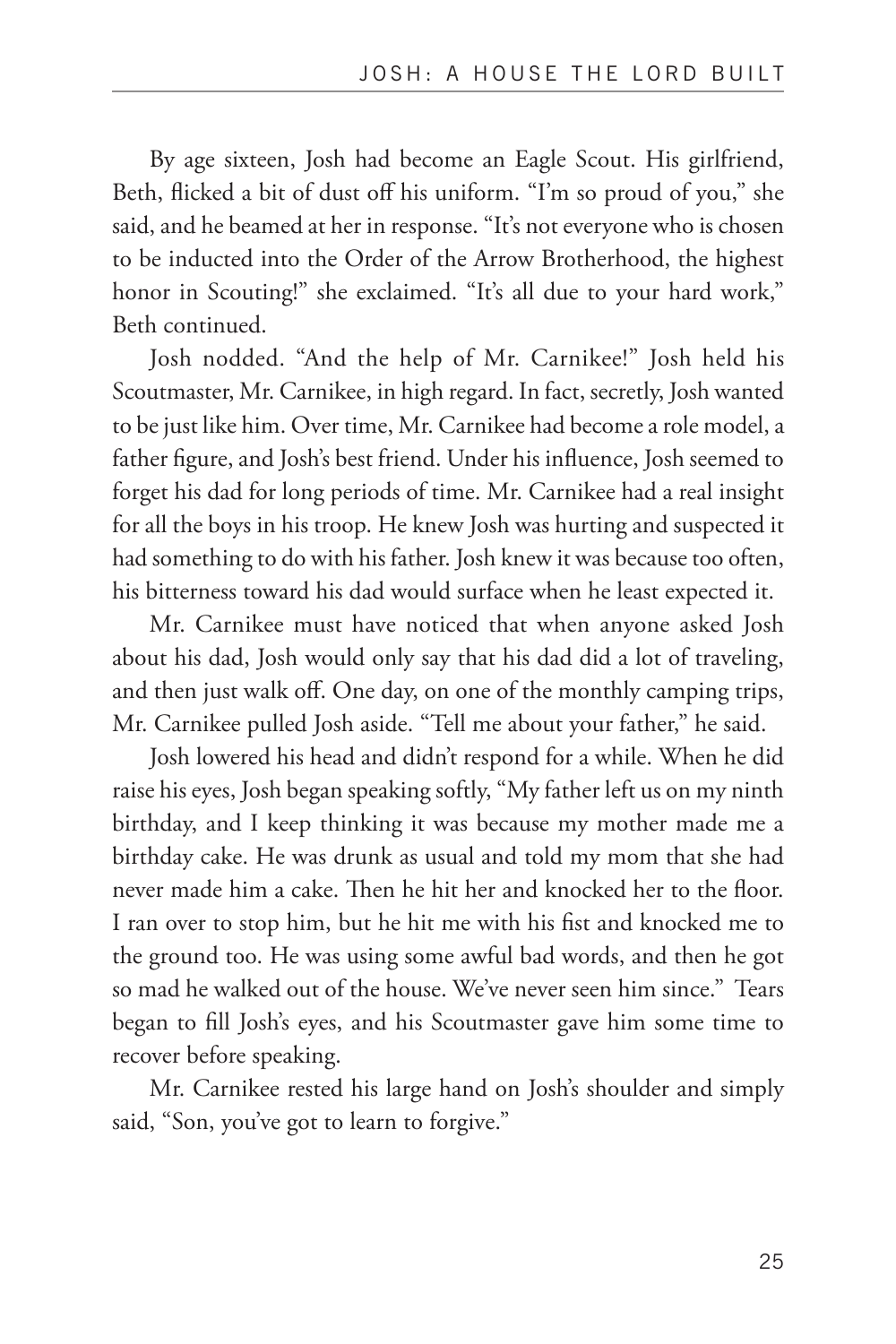By age sixteen, Josh had become an Eagle Scout. His girlfriend, Beth, flicked a bit of dust off his uniform. "I'm so proud of you," she said, and he beamed at her in response. "It's not everyone who is chosen to be inducted into the Order of the Arrow Brotherhood, the highest honor in Scouting!" she exclaimed. "It's all due to your hard work," Beth continued.

Josh nodded. "And the help of Mr. Carnikee!" Josh held his Scoutmaster, Mr. Carnikee, in high regard. In fact, secretly, Josh wanted to be just like him. Over time, Mr. Carnikee had become a role model, a father figure, and Josh's best friend. Under his influence, Josh seemed to forget his dad for long periods of time. Mr. Carnikee had a real insight for all the boys in his troop. He knew Josh was hurting and suspected it had something to do with his father. Josh knew it was because too often, his bitterness toward his dad would surface when he least expected it.

Mr. Carnikee must have noticed that when anyone asked Josh about his dad, Josh would only say that his dad did a lot of traveling, and then just walk off. One day, on one of the monthly camping trips, Mr. Carnikee pulled Josh aside. "Tell me about your father," he said.

Josh lowered his head and didn't respond for a while. When he did raise his eyes, Josh began speaking softly, "My father left us on my ninth birthday, and I keep thinking it was because my mother made me a birthday cake. He was drunk as usual and told my mom that she had never made him a cake. Then he hit her and knocked her to the floor. I ran over to stop him, but he hit me with his fist and knocked me to the ground too. He was using some awful bad words, and then he got so mad he walked out of the house. We've never seen him since." Tears began to fill Josh's eyes, and his Scoutmaster gave him some time to recover before speaking.

Mr. Carnikee rested his large hand on Josh's shoulder and simply said, "Son, you've got to learn to forgive."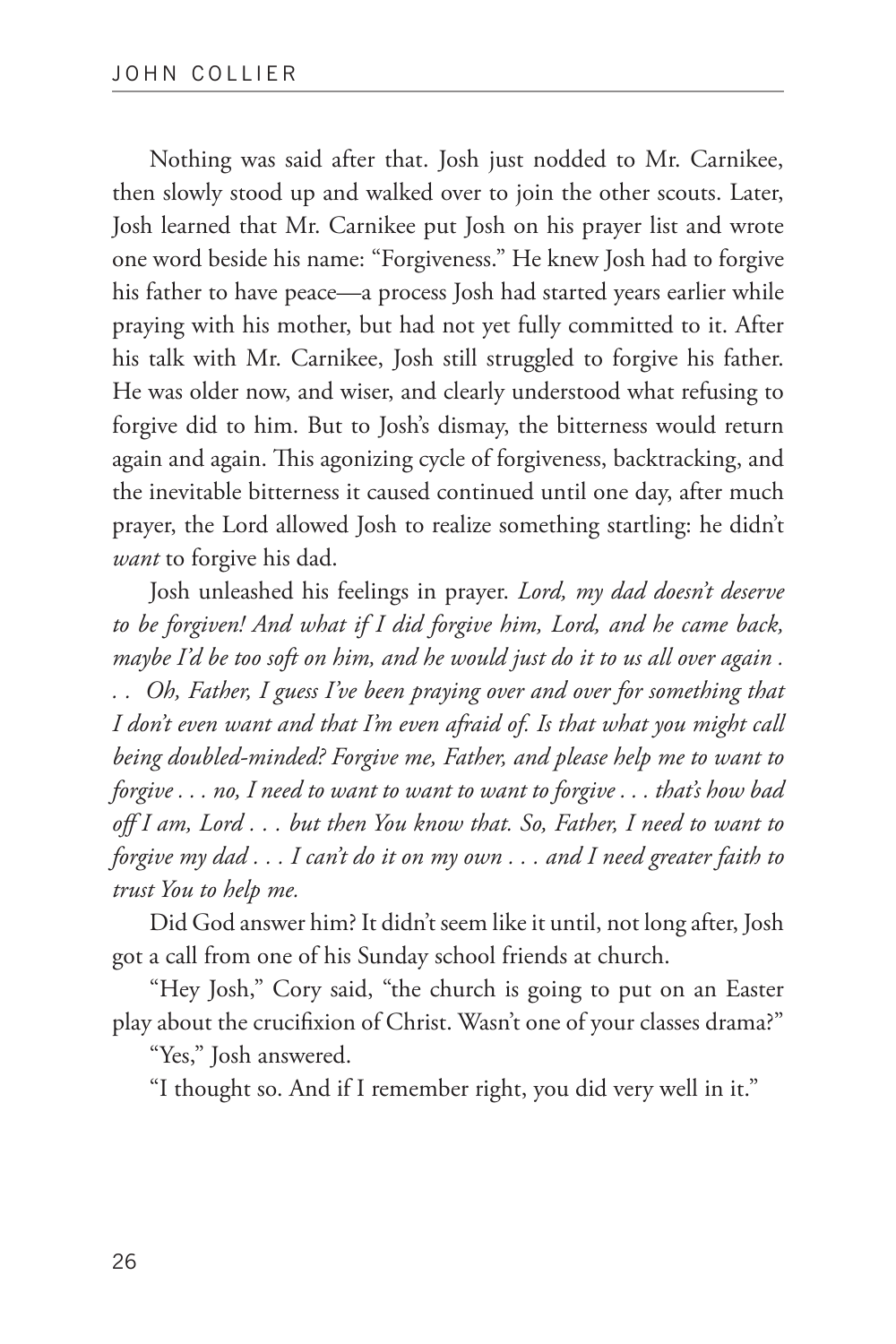Nothing was said after that. Josh just nodded to Mr. Carnikee, then slowly stood up and walked over to join the other scouts. Later, Josh learned that Mr. Carnikee put Josh on his prayer list and wrote one word beside his name: "Forgiveness." He knew Josh had to forgive his father to have peace—a process Josh had started years earlier while praying with his mother, but had not yet fully committed to it. After his talk with Mr. Carnikee, Josh still struggled to forgive his father. He was older now, and wiser, and clearly understood what refusing to forgive did to him. But to Josh's dismay, the bitterness would return again and again. This agonizing cycle of forgiveness, backtracking, and the inevitable bitterness it caused continued until one day, after much prayer, the Lord allowed Josh to realize something startling: he didn't *want* to forgive his dad.

Josh unleashed his feelings in prayer. *Lord, my dad doesn't deserve to be forgiven! And what if I did forgive him, Lord, and he came back, maybe I'd be too soft on him, and he would just do it to us all over again . . . Oh, Father, I guess I've been praying over and over for something that I don't even want and that I'm even afraid of. Is that what you might call being doubled-minded? Forgive me, Father, and please help me to want to forgive . . . no, I need to want to want to want to forgive . . . that's how bad off I am, Lord . . . but then You know that. So, Father, I need to want to forgive my dad . . . I can't do it on my own . . . and I need greater faith to trust You to help me.*

Did God answer him? It didn't seem like it until, not long after, Josh got a call from one of his Sunday school friends at church.

"Hey Josh," Cory said, "the church is going to put on an Easter play about the crucifixion of Christ. Wasn't one of your classes drama?"

"Yes," Josh answered.

"I thought so. And if I remember right, you did very well in it."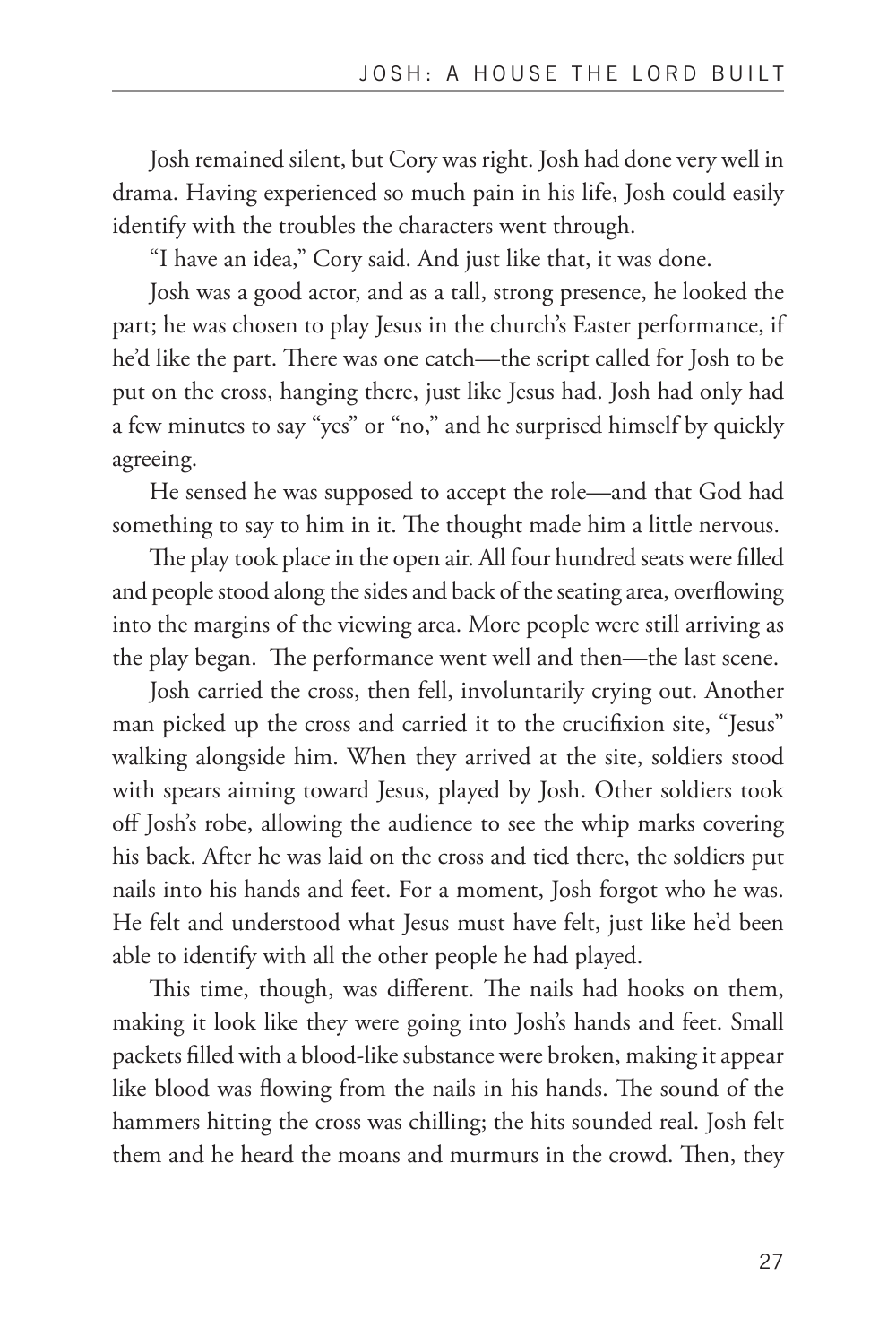Josh remained silent, but Cory was right. Josh had done very well in drama. Having experienced so much pain in his life, Josh could easily identify with the troubles the characters went through.

"I have an idea," Cory said. And just like that, it was done.

Josh was a good actor, and as a tall, strong presence, he looked the part; he was chosen to play Jesus in the church's Easter performance, if he'd like the part. There was one catch—the script called for Josh to be put on the cross, hanging there, just like Jesus had. Josh had only had a few minutes to say "yes" or "no," and he surprised himself by quickly agreeing.

He sensed he was supposed to accept the role—and that God had something to say to him in it. The thought made him a little nervous.

The play took place in the open air. All four hundred seats were filled and people stood along the sides and back of the seating area, overflowing into the margins of the viewing area. More people were still arriving as the play began. The performance went well and then—the last scene.

Josh carried the cross, then fell, involuntarily crying out. Another man picked up the cross and carried it to the crucifixion site, "Jesus" walking alongside him. When they arrived at the site, soldiers stood with spears aiming toward Jesus, played by Josh. Other soldiers took off Josh's robe, allowing the audience to see the whip marks covering his back. After he was laid on the cross and tied there, the soldiers put nails into his hands and feet. For a moment, Josh forgot who he was. He felt and understood what Jesus must have felt, just like he'd been able to identify with all the other people he had played.

This time, though, was different. The nails had hooks on them, making it look like they were going into Josh's hands and feet. Small packets filled with a blood-like substance were broken, making it appear like blood was flowing from the nails in his hands. The sound of the hammers hitting the cross was chilling; the hits sounded real. Josh felt them and he heard the moans and murmurs in the crowd. Then, they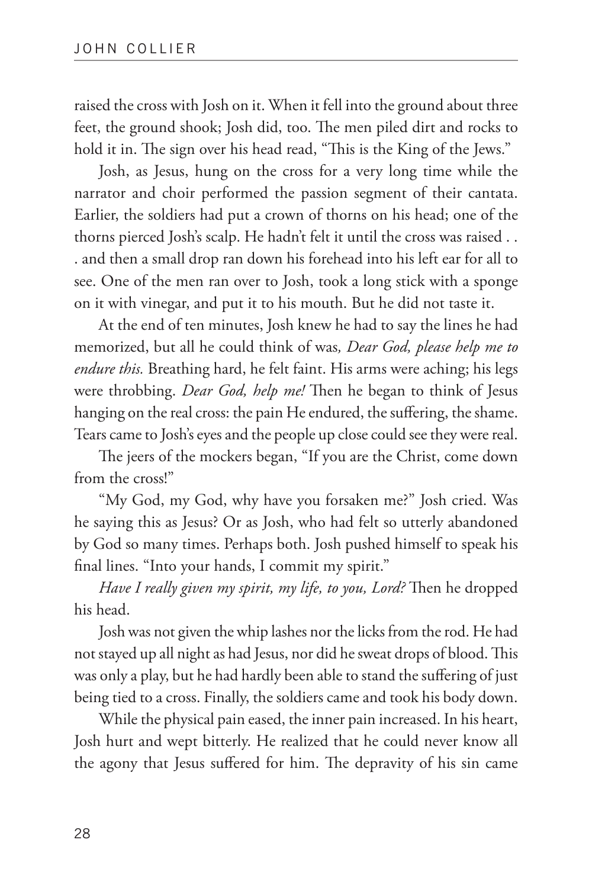raised the cross with Josh on it. When it fell into the ground about three feet, the ground shook; Josh did, too. The men piled dirt and rocks to hold it in. The sign over his head read, "This is the King of the Jews."

Josh, as Jesus, hung on the cross for a very long time while the narrator and choir performed the passion segment of their cantata. Earlier, the soldiers had put a crown of thorns on his head; one of the thorns pierced Josh's scalp. He hadn't felt it until the cross was raised . . . and then a small drop ran down his forehead into his left ear for all to see. One of the men ran over to Josh, took a long stick with a sponge on it with vinegar, and put it to his mouth. But he did not taste it.

At the end of ten minutes, Josh knew he had to say the lines he had memorized, but all he could think of was*, Dear God, please help me to endure this.* Breathing hard, he felt faint. His arms were aching; his legs were throbbing. *Dear God, help me!* Then he began to think of Jesus hanging on the real cross: the pain He endured, the suffering, the shame. Tears came to Josh's eyes and the people up close could see they were real.

The jeers of the mockers began, "If you are the Christ, come down from the cross!"

"My God, my God, why have you forsaken me?" Josh cried. Was he saying this as Jesus? Or as Josh, who had felt so utterly abandoned by God so many times. Perhaps both. Josh pushed himself to speak his final lines. "Into your hands, I commit my spirit."

*Have I really given my spirit, my life, to you, Lord?* Then he dropped his head.

Josh was not given the whip lashes nor the licks from the rod. He had not stayed up all night as had Jesus, nor did he sweat drops of blood. This was only a play, but he had hardly been able to stand the suffering of just being tied to a cross. Finally, the soldiers came and took his body down.

While the physical pain eased, the inner pain increased. In his heart, Josh hurt and wept bitterly. He realized that he could never know all the agony that Jesus suffered for him. The depravity of his sin came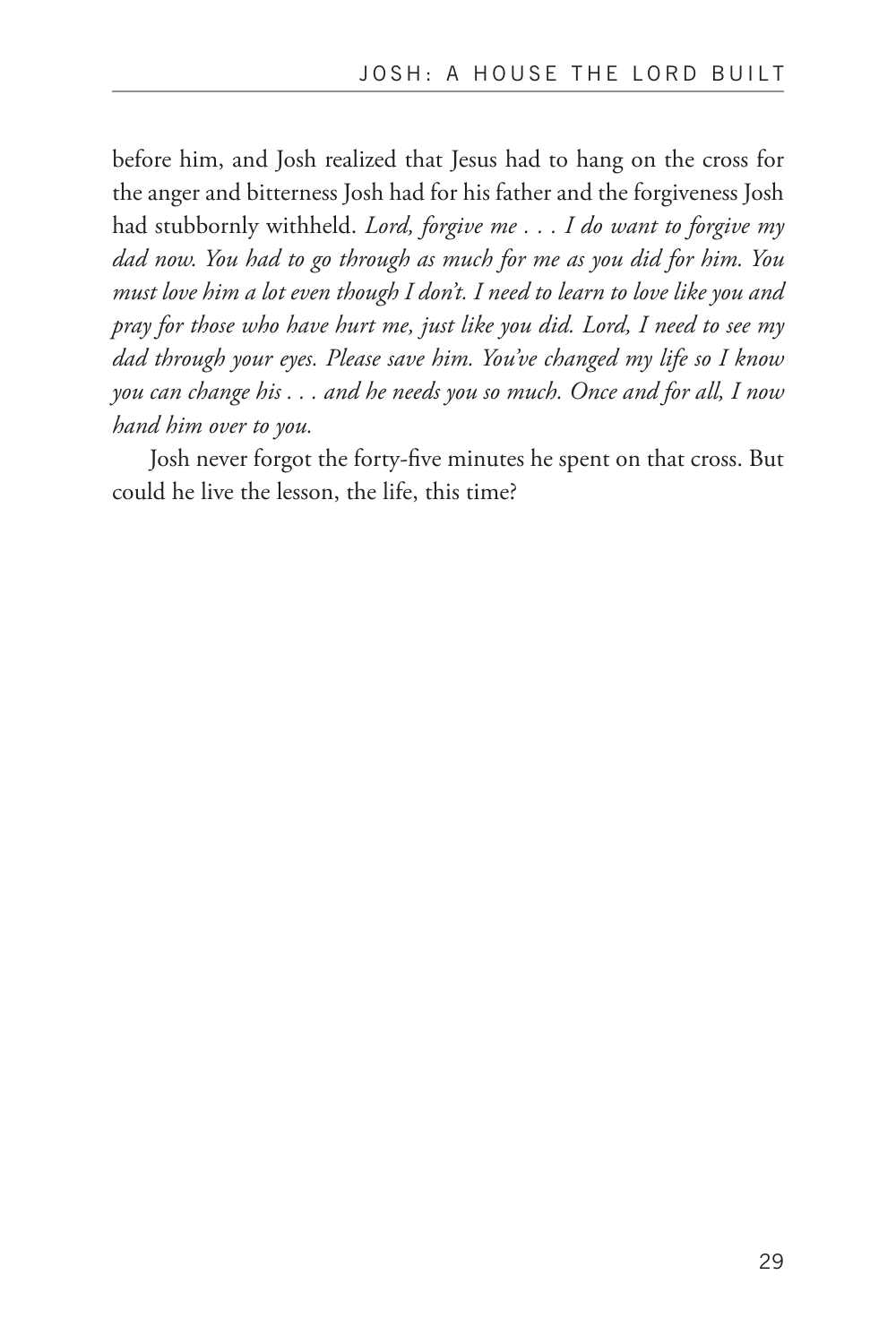before him, and Josh realized that Jesus had to hang on the cross for the anger and bitterness Josh had for his father and the forgiveness Josh had stubbornly withheld. *Lord, forgive me . . . I do want to forgive my dad now. You had to go through as much for me as you did for him. You must love him a lot even though I don't. I need to learn to love like you and pray for those who have hurt me, just like you did. Lord, I need to see my dad through your eyes. Please save him. You've changed my life so I know you can change his . . . and he needs you so much. Once and for all, I now hand him over to you.*

Josh never forgot the forty-five minutes he spent on that cross. But could he live the lesson, the life, this time?